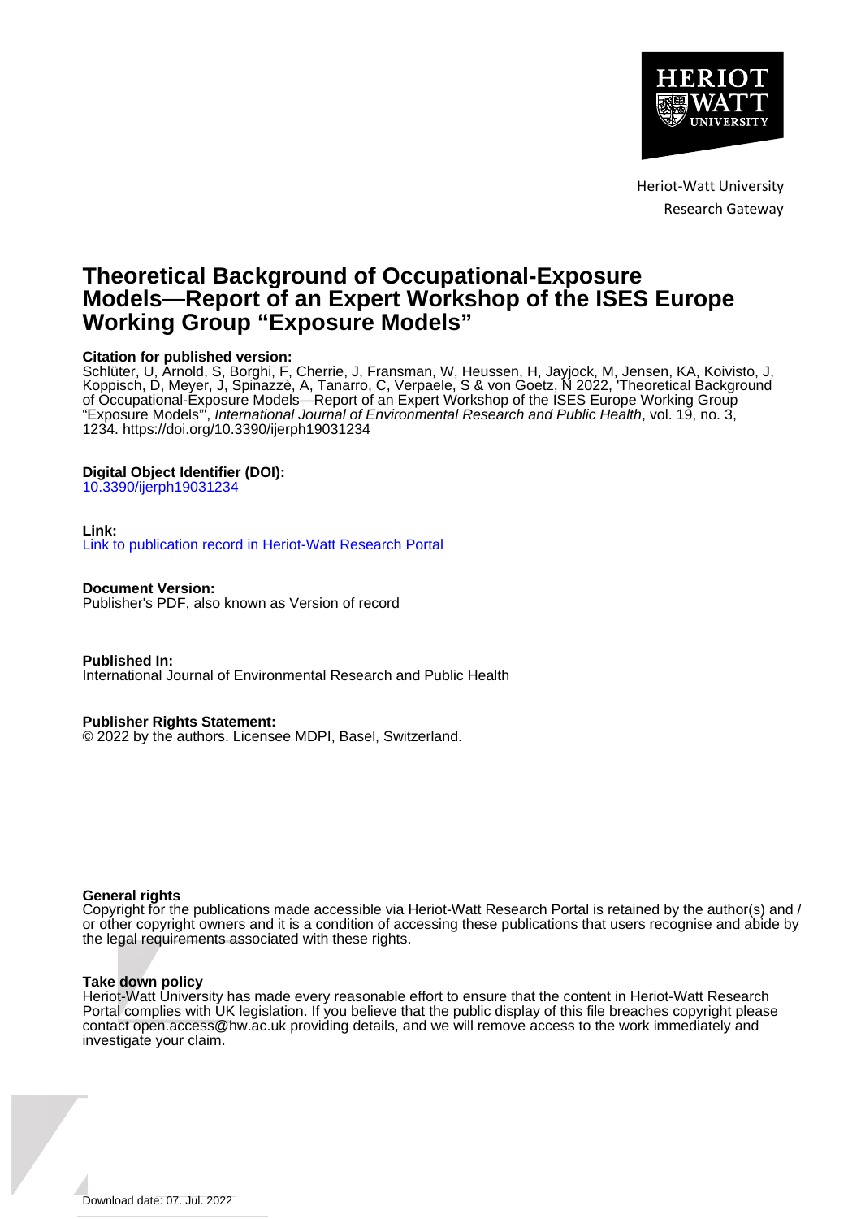Heriot-Watt University
Research Gateway

# Theoretical Background of Occupational-Exposure Models—Report of an Expert Workshop of the ISES Europe Working Group "Exposure Models"

**Citation for published version:**
Schlüter, U, Arnold, S, Borghi, F, Cherrie, J, Fransman, W, Heussen, H, Jayjock, M, Jensen, KA, Koivisto, J, Koppisch, D, Meyer, J, Spinazzè, A, Tanarro, C, Verpaele, S & von Goetz, N 2022, 'Theoretical Background of Occupational-Exposure Models—Report of an Expert Workshop of the ISES Europe Working Group "Exposure Models"', *International Journal of Environmental Research and Public Health*, vol. 19, no. 3, 1234. https://doi.org/10.3390/ijerph19031234

**Digital Object Identifier (DOI):**
10.3390/ijerph19031234

**Link:**
Link to publication record in Heriot-Watt Research Portal

**Document Version:**
Publisher's PDF, also known as Version of record

**Published In:**
International Journal of Environmental Research and Public Health

**Publisher Rights Statement:**
© 2022 by the authors. Licensee MDPI, Basel, Switzerland.

**General rights**
Copyright for the publications made accessible via Heriot-Watt Research Portal is retained by the author(s) and / or other copyright owners and it is a condition of accessing these publications that users recognise and abide by the legal requirements associated with these rights.

**Take down policy**
Heriot-Watt University has made every reasonable effort to ensure that the content in Heriot-Watt Research Portal complies with UK legislation. If you believe that the public display of this file breaches copyright please contact open.access@hw.ac.uk providing details, and we will remove access to the work immediately and investigate your claim.

Download date: 07. Jul. 2022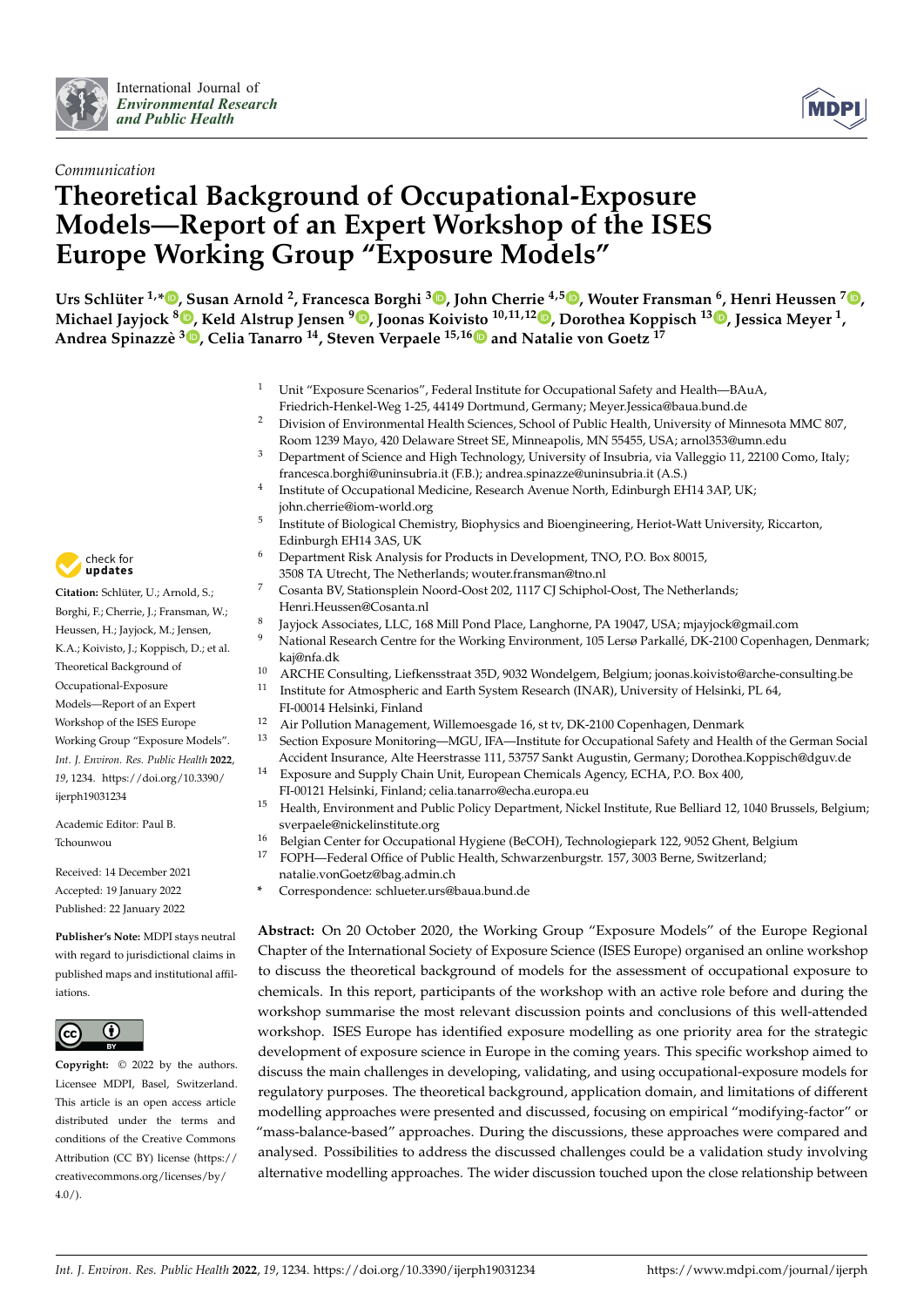Communication

# Theoretical Background of Occupational-Exposure Models—Report of an Expert Workshop of the ISES Europe Working Group "Exposure Models"

**Urs Schlüter [1,*], Susan Arnold [2], Francesca Borghi [3], John Cherrie [4,5], Wouter Fransman [6], Henri Heussen [7], Michael Jayjock [8], Keld Alstrup Jensen [9], Joonas Koivisto [10,11,12], Dorothea Koppisch [13], Jessica Meyer [1], Andrea Spinazzè [3], Celia Tanarro [14], Steven Verpaele [15,16] and Natalie von Goetz [17]**

[1] Unit "Exposure Scenarios", Federal Institute for Occupational Safety and Health—BAuA, Friedrich-Henkel-Weg 1-25, 44149 Dortmund, Germany; Meyer.Jessica@baua.bund.de

[2] Division of Environmental Health Sciences, School of Public Health, University of Minnesota MMC 807, Room 1239 Mayo, 420 Delaware Street SE, Minneapolis, MN 55455, USA; arnol353@umn.edu

[3] Department of Science and High Technology, University of Insubria, via Valleggio 11, 22100 Como, Italy; francesca.borghi@uninsubria.it (F.B.); andrea.spinazze@uninsubria.it (A.S.)

[4] Institute of Occupational Medicine, Research Avenue North, Edinburgh EH14 3AP, UK; john.cherrie@iom-world.org

[5] Institute of Biological Chemistry, Biophysics and Bioengineering, Heriot-Watt University, Riccarton, Edinburgh EH14 3AS, UK

[6] Department Risk Analysis for Products in Development, TNO, P.O. Box 80015, 3508 TA Utrecht, The Netherlands; wouter.fransman@tno.nl

[7] Cosanta BV, Stationsplein Noord-Oost 202, 1117 CJ Schiphol-Oost, The Netherlands; Henri.Heussen@Cosanta.nl

[8] Jayjock Associates, LLC, 168 Mill Pond Place, Langhorne, PA 19047, USA; mjayjock@gmail.com

[9] National Research Centre for the Working Environment, 105 Lersø Parkallé, DK-2100 Copenhagen, Denmark; kaj@nfa.dk

[10] ARCHE Consulting, Liefkensstraat 35D, 9032 Wondelgem, Belgium; joonas.koivisto@arche-consulting.be

[11] Institute for Atmospheric and Earth System Research (INAR), University of Helsinki, PL 64, FI-00014 Helsinki, Finland

[12] Air Pollution Management, Willemoesgade 16, st tv, DK-2100 Copenhagen, Denmark

[13] Section Exposure Monitoring—MGU, IFA—Institute for Occupational Safety and Health of the German Social Accident Insurance, Alte Heerstrasse 111, 53757 Sankt Augustin, Germany; Dorothea.Koppisch@dguv.de

[14] Exposure and Supply Chain Unit, European Chemicals Agency, ECHA, P.O. Box 400, FI-00121 Helsinki, Finland; celia.tanarro@echa.europa.eu

[15] Health, Environment and Public Policy Department, Nickel Institute, Rue Belliard 12, 1040 Brussels, Belgium; sverpaele@nickelinstitute.org

[16] Belgian Center for Occupational Hygiene (BeCOH), Technologiepark 122, 9052 Ghent, Belgium

[17] FOPH—Federal Office of Public Health, Schwarzenburgstr. 157, 3003 Berne, Switzerland; natalie.vonGoetz@bag.admin.ch

\* Correspondence: schlueter.urs@baua.bund.de

**Citation:** Schlüter, U.; Arnold, S.; Borghi, F.; Cherrie, J.; Fransman, W.; Heussen, H.; Jayjock, M.; Jensen, K.A.; Koivisto, J.; Koppisch, D.; et al. Theoretical Background of Occupational-Exposure Models—Report of an Expert Workshop of the ISES Europe Working Group "Exposure Models". *Int. J. Environ. Res. Public Health* **2022**, *19*, 1234. https://doi.org/10.3390/ijerph19031234

Academic Editor: Paul B. Tchounwou

Received: 14 December 2021
Accepted: 19 January 2022
Published: 22 January 2022

**Publisher's Note:** MDPI stays neutral with regard to jurisdictional claims in published maps and institutional affiliations.

**Copyright:** © 2022 by the authors. Licensee MDPI, Basel, Switzerland. This article is an open access article distributed under the terms and conditions of the Creative Commons Attribution (CC BY) license (https://creativecommons.org/licenses/by/4.0/).

**Abstract:** On 20 October 2020, the Working Group "Exposure Models" of the Europe Regional Chapter of the International Society of Exposure Science (ISES Europe) organised an online workshop to discuss the theoretical background of models for the assessment of occupational exposure to chemicals. In this report, participants of the workshop with an active role before and during the workshop summarise the most relevant discussion points and conclusions of this well-attended workshop. ISES Europe has identified exposure modelling as one priority area for the strategic development of exposure science in Europe in the coming years. This specific workshop aimed to discuss the main challenges in developing, validating, and using occupational-exposure models for regulatory purposes. The theoretical background, application domain, and limitations of different modelling approaches were presented and discussed, focusing on empirical "modifying-factor" or "mass-balance-based" approaches. During the discussions, these approaches were compared and analysed. Possibilities to address the discussed challenges could be a validation study involving alternative modelling approaches. The wider discussion touched upon the close relationship between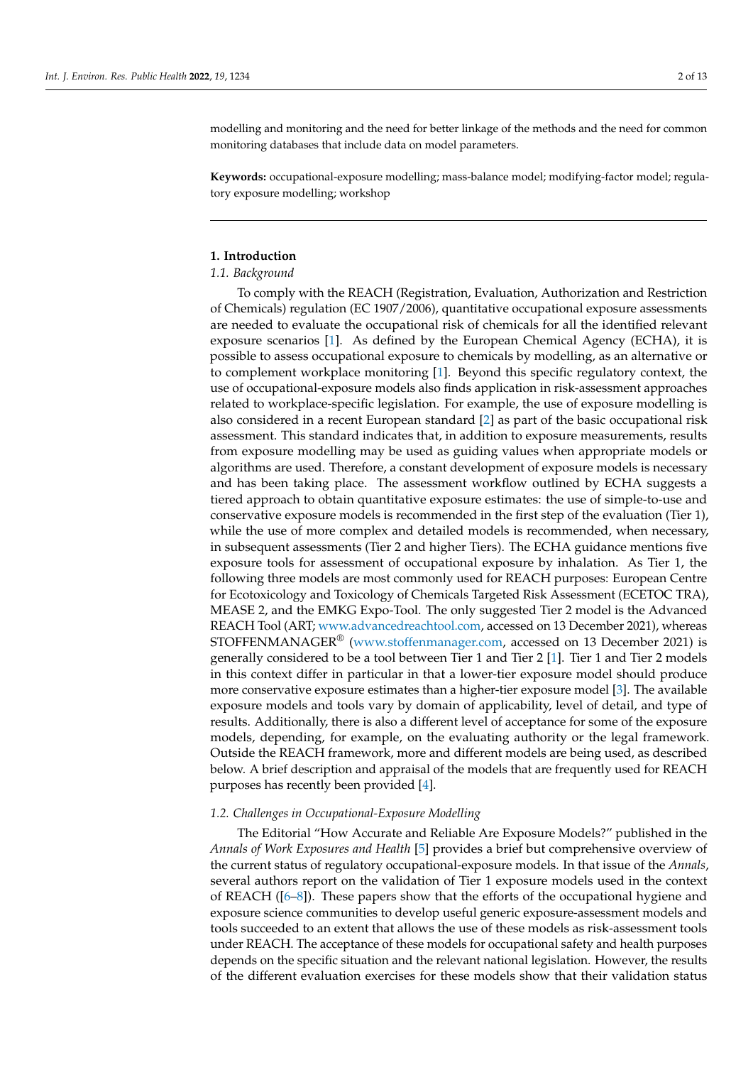modelling and monitoring and the need for better linkage of the methods and the need for common monitoring databases that include data on model parameters.

**Keywords:** occupational-exposure modelling; mass-balance model; modifying-factor model; regulatory exposure modelling; workshop

## 1. Introduction

### 1.1. Background

To comply with the REACH (Registration, Evaluation, Authorization and Restriction of Chemicals) regulation (EC 1907/2006), quantitative occupational exposure assessments are needed to evaluate the occupational risk of chemicals for all the identified relevant exposure scenarios [1]. As defined by the European Chemical Agency (ECHA), it is possible to assess occupational exposure to chemicals by modelling, as an alternative or to complement workplace monitoring [1]. Beyond this specific regulatory context, the use of occupational-exposure models also finds application in risk-assessment approaches related to workplace-specific legislation. For example, the use of exposure modelling is also considered in a recent European standard [2] as part of the basic occupational risk assessment. This standard indicates that, in addition to exposure measurements, results from exposure modelling may be used as guiding values when appropriate models or algorithms are used. Therefore, a constant development of exposure models is necessary and has been taking place. The assessment workflow outlined by ECHA suggests a tiered approach to obtain quantitative exposure estimates: the use of simple-to-use and conservative exposure models is recommended in the first step of the evaluation (Tier 1), while the use of more complex and detailed models is recommended, when necessary, in subsequent assessments (Tier 2 and higher Tiers). The ECHA guidance mentions five exposure tools for assessment of occupational exposure by inhalation. As Tier 1, the following three models are most commonly used for REACH purposes: European Centre for Ecotoxicology and Toxicology of Chemicals Targeted Risk Assessment (ECETOC TRA), MEASE 2, and the EMKG Expo-Tool. The only suggested Tier 2 model is the Advanced REACH Tool (ART; www.advancedreachtool.com, accessed on 13 December 2021), whereas STOFFENMANAGER® (www.stoffenmanager.com, accessed on 13 December 2021) is generally considered to be a tool between Tier 1 and Tier 2 [1]. Tier 1 and Tier 2 models in this context differ in particular in that a lower-tier exposure model should produce more conservative exposure estimates than a higher-tier exposure model [3]. The available exposure models and tools vary by domain of applicability, level of detail, and type of results. Additionally, there is also a different level of acceptance for some of the exposure models, depending, for example, on the evaluating authority or the legal framework. Outside the REACH framework, more and different models are being used, as described below. A brief description and appraisal of the models that are frequently used for REACH purposes has recently been provided [4].

### 1.2. Challenges in Occupational-Exposure Modelling

The Editorial "How Accurate and Reliable Are Exposure Models?" published in the *Annals of Work Exposures and Health* [5] provides a brief but comprehensive overview of the current status of regulatory occupational-exposure models. In that issue of the *Annals*, several authors report on the validation of Tier 1 exposure models used in the context of REACH ([6–8]). These papers show that the efforts of the occupational hygiene and exposure science communities to develop useful generic exposure-assessment models and tools succeeded to an extent that allows the use of these models as risk-assessment tools under REACH. The acceptance of these models for occupational safety and health purposes depends on the specific situation and the relevant national legislation. However, the results of the different evaluation exercises for these models show that their validation status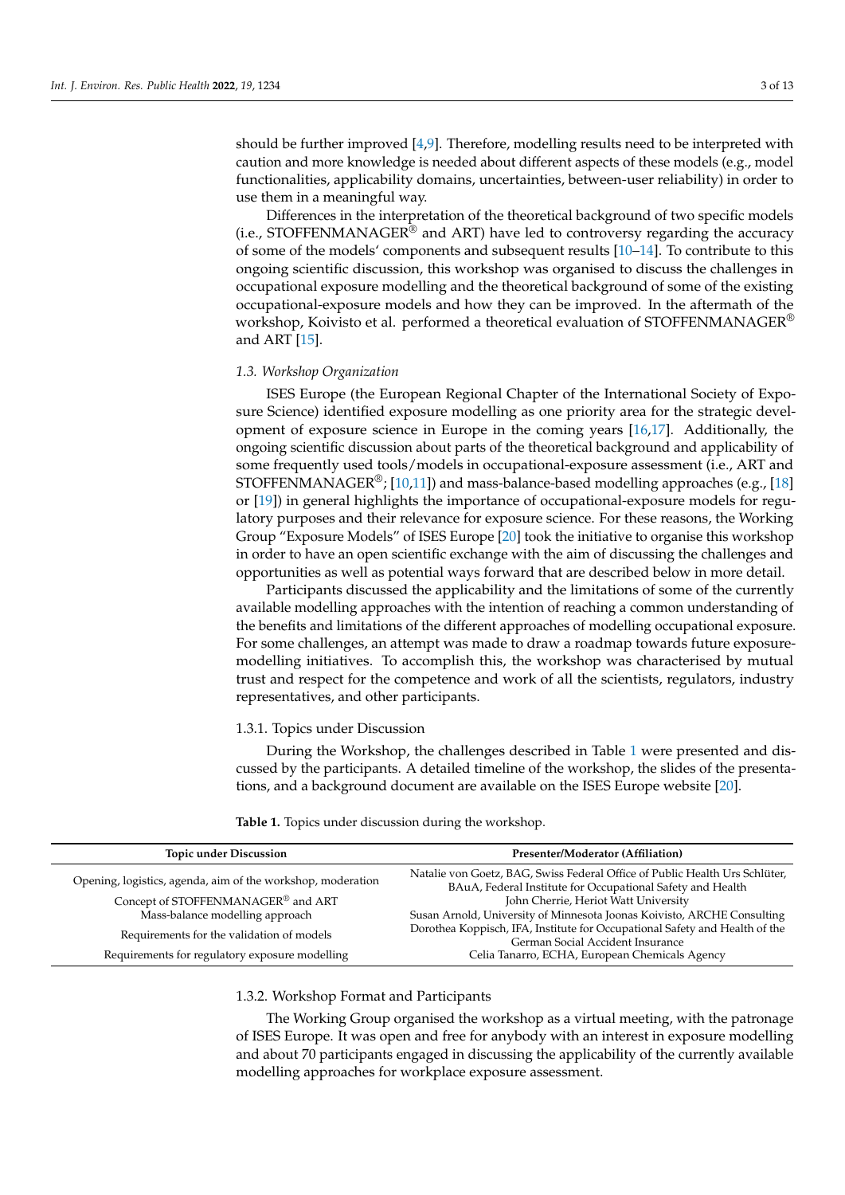should be further improved [4,9]. Therefore, modelling results need to be interpreted with caution and more knowledge is needed about different aspects of these models (e.g., model functionalities, applicability domains, uncertainties, between-user reliability) in order to use them in a meaningful way.

Differences in the interpretation of the theoretical background of two specific models (i.e., STOFFENMANAGER® and ART) have led to controversy regarding the accuracy of some of the models' components and subsequent results [10–14]. To contribute to this ongoing scientific discussion, this workshop was organised to discuss the challenges in occupational exposure modelling and the theoretical background of some of the existing occupational-exposure models and how they can be improved. In the aftermath of the workshop, Koivisto et al. performed a theoretical evaluation of STOFFENMANAGER® and ART [15].

### *1.3. Workshop Organization*

ISES Europe (the European Regional Chapter of the International Society of Exposure Science) identified exposure modelling as one priority area for the strategic development of exposure science in Europe in the coming years [16,17]. Additionally, the ongoing scientific discussion about parts of the theoretical background and applicability of some frequently used tools/models in occupational-exposure assessment (i.e., ART and STOFFENMANAGER®; [10,11]) and mass-balance-based modelling approaches (e.g., [18] or [19]) in general highlights the importance of occupational-exposure models for regulatory purposes and their relevance for exposure science. For these reasons, the Working Group "Exposure Models" of ISES Europe [20] took the initiative to organise this workshop in order to have an open scientific exchange with the aim of discussing the challenges and opportunities as well as potential ways forward that are described below in more detail.

Participants discussed the applicability and the limitations of some of the currently available modelling approaches with the intention of reaching a common understanding of the benefits and limitations of the different approaches of modelling occupational exposure. For some challenges, an attempt was made to draw a roadmap towards future exposure-modelling initiatives. To accomplish this, the workshop was characterised by mutual trust and respect for the competence and work of all the scientists, regulators, industry representatives, and other participants.

#### 1.3.1. Topics under Discussion

During the Workshop, the challenges described in Table 1 were presented and discussed by the participants. A detailed timeline of the workshop, the slides of the presentations, and a background document are available on the ISES Europe website [20].

**Table 1.** Topics under discussion during the workshop.

| Topic under Discussion | Presenter/Moderator (Affiliation) |
|---|---|
| Opening, logistics, agenda, aim of the workshop, moderation | Natalie von Goetz, BAG, Swiss Federal Office of Public Health Urs Schlüter, BAuA, Federal Institute for Occupational Safety and Health |
| Concept of STOFFENMANAGER® and ART | John Cherrie, Heriot Watt University |
| Mass-balance modelling approach | Susan Arnold, University of Minnesota Joonas Koivisto, ARCHE Consulting |
| Requirements for the validation of models | Dorothea Koppisch, IFA, Institute for Occupational Safety and Health of the German Social Accident Insurance |
| Requirements for regulatory exposure modelling | Celia Tanarro, ECHA, European Chemicals Agency |

#### 1.3.2. Workshop Format and Participants

The Working Group organised the workshop as a virtual meeting, with the patronage of ISES Europe. It was open and free for anybody with an interest in exposure modelling and about 70 participants engaged in discussing the applicability of the currently available modelling approaches for workplace exposure assessment.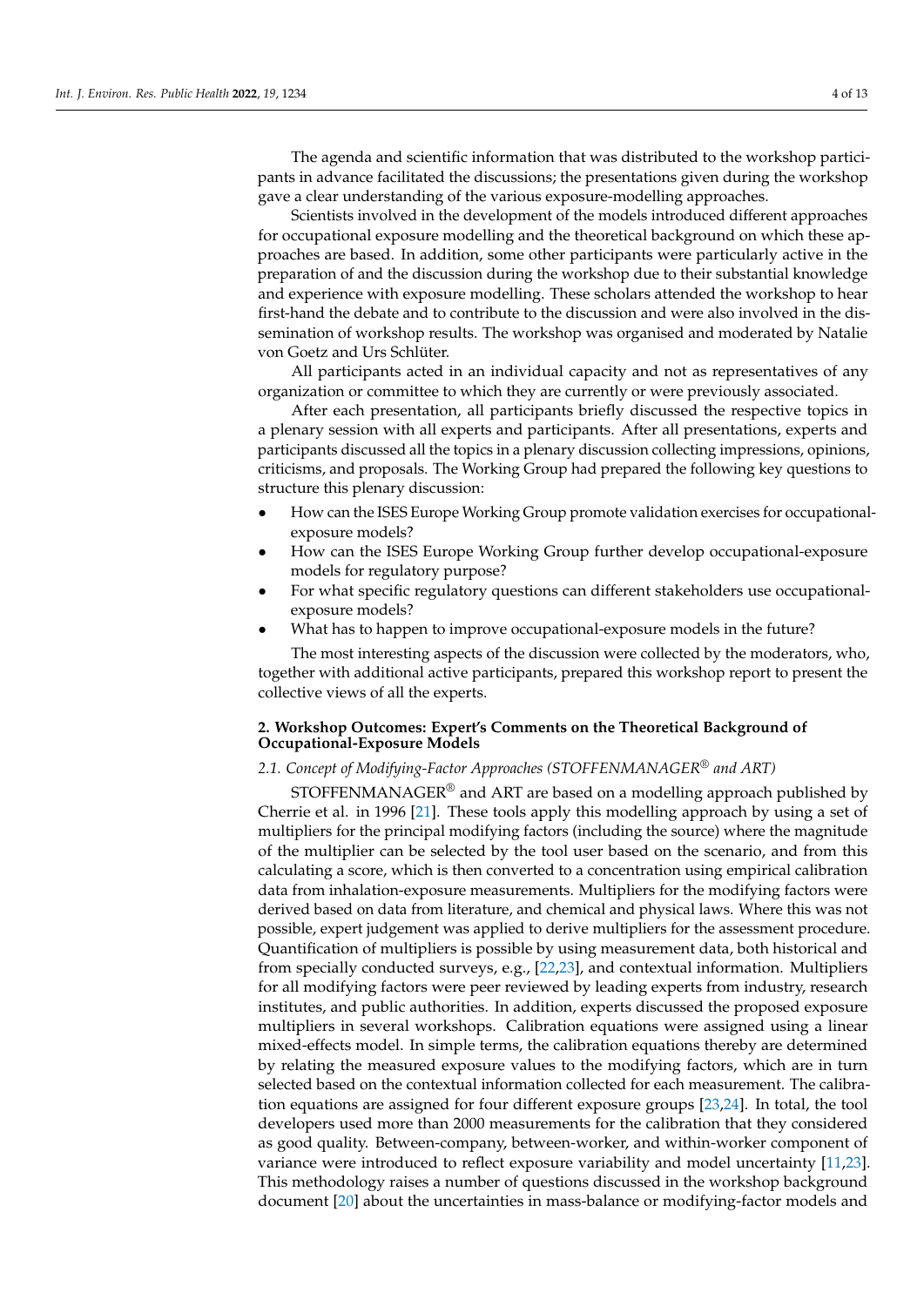The agenda and scientific information that was distributed to the workshop participants in advance facilitated the discussions; the presentations given during the workshop gave a clear understanding of the various exposure-modelling approaches.

Scientists involved in the development of the models introduced different approaches for occupational exposure modelling and the theoretical background on which these approaches are based. In addition, some other participants were particularly active in the preparation of and the discussion during the workshop due to their substantial knowledge and experience with exposure modelling. These scholars attended the workshop to hear first-hand the debate and to contribute to the discussion and were also involved in the dissemination of workshop results. The workshop was organised and moderated by Natalie von Goetz and Urs Schlüter.

All participants acted in an individual capacity and not as representatives of any organization or committee to which they are currently or were previously associated.

After each presentation, all participants briefly discussed the respective topics in a plenary session with all experts and participants. After all presentations, experts and participants discussed all the topics in a plenary discussion collecting impressions, opinions, criticisms, and proposals. The Working Group had prepared the following key questions to structure this plenary discussion:

- How can the ISES Europe Working Group promote validation exercises for occupational-exposure models?
- How can the ISES Europe Working Group further develop occupational-exposure models for regulatory purpose?
- For what specific regulatory questions can different stakeholders use occupational-exposure models?
- What has to happen to improve occupational-exposure models in the future?

The most interesting aspects of the discussion were collected by the moderators, who, together with additional active participants, prepared this workshop report to present the collective views of all the experts.

## 2. Workshop Outcomes: Expert's Comments on the Theoretical Background of Occupational-Exposure Models

### 2.1. Concept of Modifying-Factor Approaches (STOFFENMANAGER® and ART)

STOFFENMANAGER® and ART are based on a modelling approach published by Cherrie et al. in 1996 [21]. These tools apply this modelling approach by using a set of multipliers for the principal modifying factors (including the source) where the magnitude of the multiplier can be selected by the tool user based on the scenario, and from this calculating a score, which is then converted to a concentration using empirical calibration data from inhalation-exposure measurements. Multipliers for the modifying factors were derived based on data from literature, and chemical and physical laws. Where this was not possible, expert judgement was applied to derive multipliers for the assessment procedure. Quantification of multipliers is possible by using measurement data, both historical and from specially conducted surveys, e.g., [22,23], and contextual information. Multipliers for all modifying factors were peer reviewed by leading experts from industry, research institutes, and public authorities. In addition, experts discussed the proposed exposure multipliers in several workshops. Calibration equations were assigned using a linear mixed-effects model. In simple terms, the calibration equations thereby are determined by relating the measured exposure values to the modifying factors, which are in turn selected based on the contextual information collected for each measurement. The calibration equations are assigned for four different exposure groups [23,24]. In total, the tool developers used more than 2000 measurements for the calibration that they considered as good quality. Between-company, between-worker, and within-worker component of variance were introduced to reflect exposure variability and model uncertainty [11,23]. This methodology raises a number of questions discussed in the workshop background document [20] about the uncertainties in mass-balance or modifying-factor models and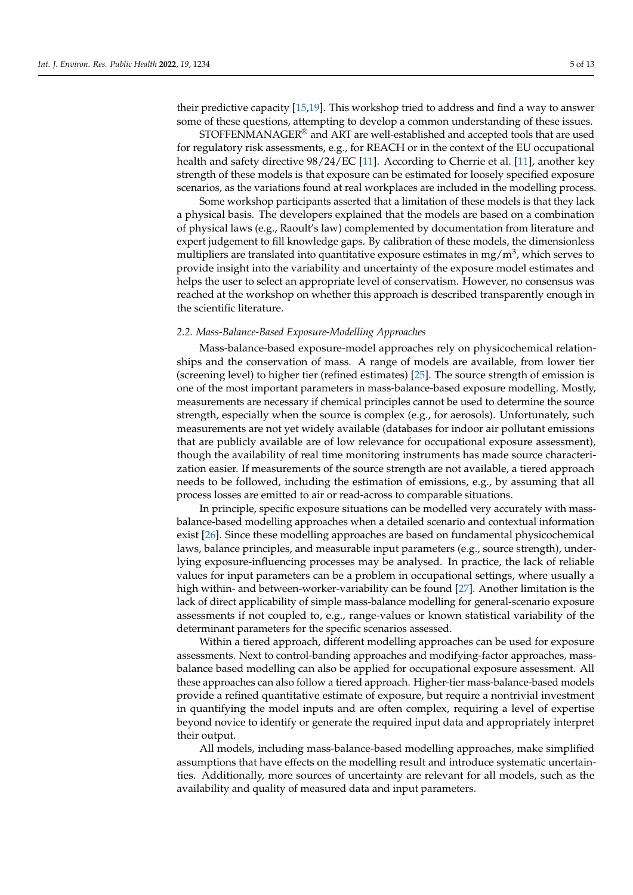their predictive capacity [15,19]. This workshop tried to address and find a way to answer some of these questions, attempting to develop a common understanding of these issues.

STOFFENMANAGER® and ART are well-established and accepted tools that are used for regulatory risk assessments, e.g., for REACH or in the context of the EU occupational health and safety directive 98/24/EC [11]. According to Cherrie et al. [11], another key strength of these models is that exposure can be estimated for loosely specified exposure scenarios, as the variations found at real workplaces are included in the modelling process.

Some workshop participants asserted that a limitation of these models is that they lack a physical basis. The developers explained that the models are based on a combination of physical laws (e.g., Raoult's law) complemented by documentation from literature and expert judgement to fill knowledge gaps. By calibration of these models, the dimensionless multipliers are translated into quantitative exposure estimates in mg/m$^3$, which serves to provide insight into the variability and uncertainty of the exposure model estimates and helps the user to select an appropriate level of conservatism. However, no consensus was reached at the workshop on whether this approach is described transparently enough in the scientific literature.

### *2.2. Mass-Balance-Based Exposure-Modelling Approaches*

Mass-balance-based exposure-model approaches rely on physicochemical relationships and the conservation of mass. A range of models are available, from lower tier (screening level) to higher tier (refined estimates) [25]. The source strength of emission is one of the most important parameters in mass-balance-based exposure modelling. Mostly, measurements are necessary if chemical principles cannot be used to determine the source strength, especially when the source is complex (e.g., for aerosols). Unfortunately, such measurements are not yet widely available (databases for indoor air pollutant emissions that are publicly available are of low relevance for occupational exposure assessment), though the availability of real time monitoring instruments has made source characterization easier. If measurements of the source strength are not available, a tiered approach needs to be followed, including the estimation of emissions, e.g., by assuming that all process losses are emitted to air or read-across to comparable situations.

In principle, specific exposure situations can be modelled very accurately with mass-balance-based modelling approaches when a detailed scenario and contextual information exist [26]. Since these modelling approaches are based on fundamental physicochemical laws, balance principles, and measurable input parameters (e.g., source strength), underlying exposure-influencing processes may be analysed. In practice, the lack of reliable values for input parameters can be a problem in occupational settings, where usually a high within- and between-worker-variability can be found [27]. Another limitation is the lack of direct applicability of simple mass-balance modelling for general-scenario exposure assessments if not coupled to, e.g., range-values or known statistical variability of the determinant parameters for the specific scenarios assessed.

Within a tiered approach, different modelling approaches can be used for exposure assessments. Next to control-banding approaches and modifying-factor approaches, mass-balance based modelling can also be applied for occupational exposure assessment. All these approaches can also follow a tiered approach. Higher-tier mass-balance-based models provide a refined quantitative estimate of exposure, but require a nontrivial investment in quantifying the model inputs and are often complex, requiring a level of expertise beyond novice to identify or generate the required input data and appropriately interpret their output.

All models, including mass-balance-based modelling approaches, make simplified assumptions that have effects on the modelling result and introduce systematic uncertainties. Additionally, more sources of uncertainty are relevant for all models, such as the availability and quality of measured data and input parameters.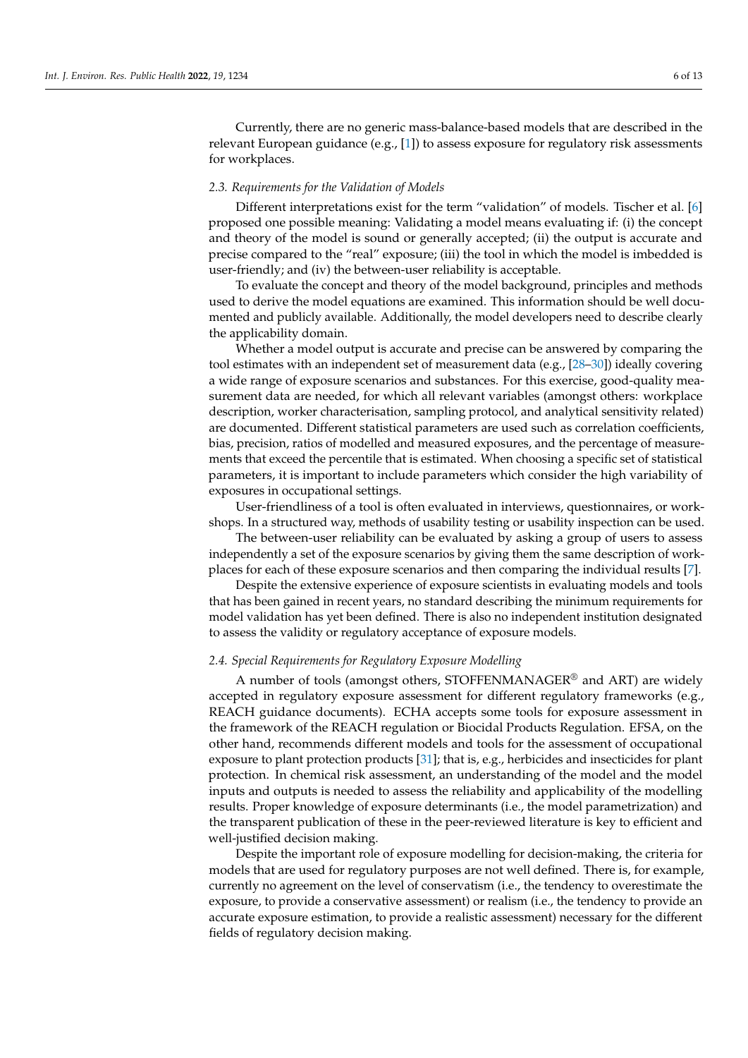Currently, there are no generic mass-balance-based models that are described in the relevant European guidance (e.g., [1]) to assess exposure for regulatory risk assessments for workplaces.

### *2.3. Requirements for the Validation of Models*

Different interpretations exist for the term "validation" of models. Tischer et al. [6] proposed one possible meaning: Validating a model means evaluating if: (i) the concept and theory of the model is sound or generally accepted; (ii) the output is accurate and precise compared to the "real" exposure; (iii) the tool in which the model is imbedded is user-friendly; and (iv) the between-user reliability is acceptable.

To evaluate the concept and theory of the model background, principles and methods used to derive the model equations are examined. This information should be well documented and publicly available. Additionally, the model developers need to describe clearly the applicability domain.

Whether a model output is accurate and precise can be answered by comparing the tool estimates with an independent set of measurement data (e.g., [28–30]) ideally covering a wide range of exposure scenarios and substances. For this exercise, good-quality measurement data are needed, for which all relevant variables (amongst others: workplace description, worker characterisation, sampling protocol, and analytical sensitivity related) are documented. Different statistical parameters are used such as correlation coefficients, bias, precision, ratios of modelled and measured exposures, and the percentage of measurements that exceed the percentile that is estimated. When choosing a specific set of statistical parameters, it is important to include parameters which consider the high variability of exposures in occupational settings.

User-friendliness of a tool is often evaluated in interviews, questionnaires, or workshops. In a structured way, methods of usability testing or usability inspection can be used.

The between-user reliability can be evaluated by asking a group of users to assess independently a set of the exposure scenarios by giving them the same description of workplaces for each of these exposure scenarios and then comparing the individual results [7].

Despite the extensive experience of exposure scientists in evaluating models and tools that has been gained in recent years, no standard describing the minimum requirements for model validation has yet been defined. There is also no independent institution designated to assess the validity or regulatory acceptance of exposure models.

### *2.4. Special Requirements for Regulatory Exposure Modelling*

A number of tools (amongst others, STOFFENMANAGER® and ART) are widely accepted in regulatory exposure assessment for different regulatory frameworks (e.g., REACH guidance documents). ECHA accepts some tools for exposure assessment in the framework of the REACH regulation or Biocidal Products Regulation. EFSA, on the other hand, recommends different models and tools for the assessment of occupational exposure to plant protection products [31]; that is, e.g., herbicides and insecticides for plant protection. In chemical risk assessment, an understanding of the model and the model inputs and outputs is needed to assess the reliability and applicability of the modelling results. Proper knowledge of exposure determinants (i.e., the model parametrization) and the transparent publication of these in the peer-reviewed literature is key to efficient and well-justified decision making.

Despite the important role of exposure modelling for decision-making, the criteria for models that are used for regulatory purposes are not well defined. There is, for example, currently no agreement on the level of conservatism (i.e., the tendency to overestimate the exposure, to provide a conservative assessment) or realism (i.e., the tendency to provide an accurate exposure estimation, to provide a realistic assessment) necessary for the different fields of regulatory decision making.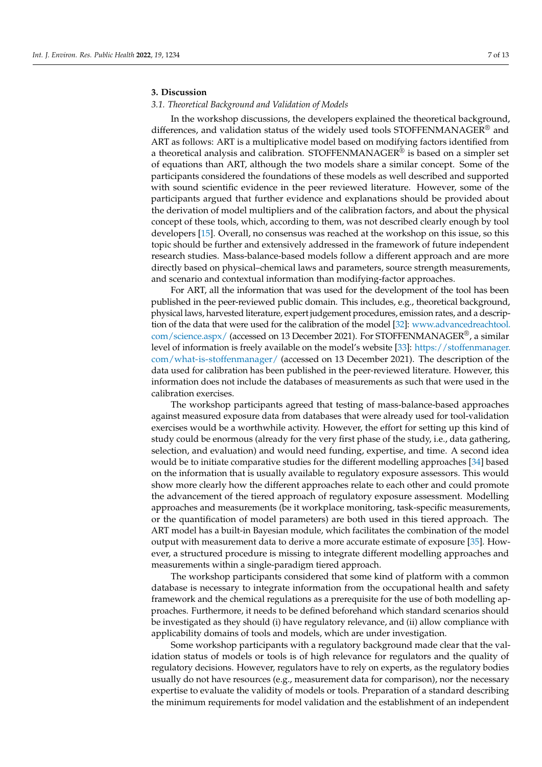## 3. Discussion

### *3.1. Theoretical Background and Validation of Models*

In the workshop discussions, the developers explained the theoretical background, differences, and validation status of the widely used tools STOFFENMANAGER® and ART as follows: ART is a multiplicative model based on modifying factors identified from a theoretical analysis and calibration. STOFFENMANAGER® is based on a simpler set of equations than ART, although the two models share a similar concept. Some of the participants considered the foundations of these models as well described and supported with sound scientific evidence in the peer reviewed literature. However, some of the participants argued that further evidence and explanations should be provided about the derivation of model multipliers and of the calibration factors, and about the physical concept of these tools, which, according to them, was not described clearly enough by tool developers [15]. Overall, no consensus was reached at the workshop on this issue, so this topic should be further and extensively addressed in the framework of future independent research studies. Mass-balance-based models follow a different approach and are more directly based on physical–chemical laws and parameters, source strength measurements, and scenario and contextual information than modifying-factor approaches.

For ART, all the information that was used for the development of the tool has been published in the peer-reviewed public domain. This includes, e.g., theoretical background, physical laws, harvested literature, expert judgement procedures, emission rates, and a description of the data that were used for the calibration of the model [32]: www.advancedreachtool.com/science.aspx/ (accessed on 13 December 2021). For STOFFENMANAGER®, a similar level of information is freely available on the model's website [33]: https://stoffenmanager.com/what-is-stoffenmanager/ (accessed on 13 December 2021). The description of the data used for calibration has been published in the peer-reviewed literature. However, this information does not include the databases of measurements as such that were used in the calibration exercises.

The workshop participants agreed that testing of mass-balance-based approaches against measured exposure data from databases that were already used for tool-validation exercises would be a worthwhile activity. However, the effort for setting up this kind of study could be enormous (already for the very first phase of the study, i.e., data gathering, selection, and evaluation) and would need funding, expertise, and time. A second idea would be to initiate comparative studies for the different modelling approaches [34] based on the information that is usually available to regulatory exposure assessors. This would show more clearly how the different approaches relate to each other and could promote the advancement of the tiered approach of regulatory exposure assessment. Modelling approaches and measurements (be it workplace monitoring, task-specific measurements, or the quantification of model parameters) are both used in this tiered approach. The ART model has a built-in Bayesian module, which facilitates the combination of the model output with measurement data to derive a more accurate estimate of exposure [35]. However, a structured procedure is missing to integrate different modelling approaches and measurements within a single-paradigm tiered approach.

The workshop participants considered that some kind of platform with a common database is necessary to integrate information from the occupational health and safety framework and the chemical regulations as a prerequisite for the use of both modelling approaches. Furthermore, it needs to be defined beforehand which standard scenarios should be investigated as they should (i) have regulatory relevance, and (ii) allow compliance with applicability domains of tools and models, which are under investigation.

Some workshop participants with a regulatory background made clear that the validation status of models or tools is of high relevance for regulators and the quality of regulatory decisions. However, regulators have to rely on experts, as the regulatory bodies usually do not have resources (e.g., measurement data for comparison), nor the necessary expertise to evaluate the validity of models or tools. Preparation of a standard describing the minimum requirements for model validation and the establishment of an independent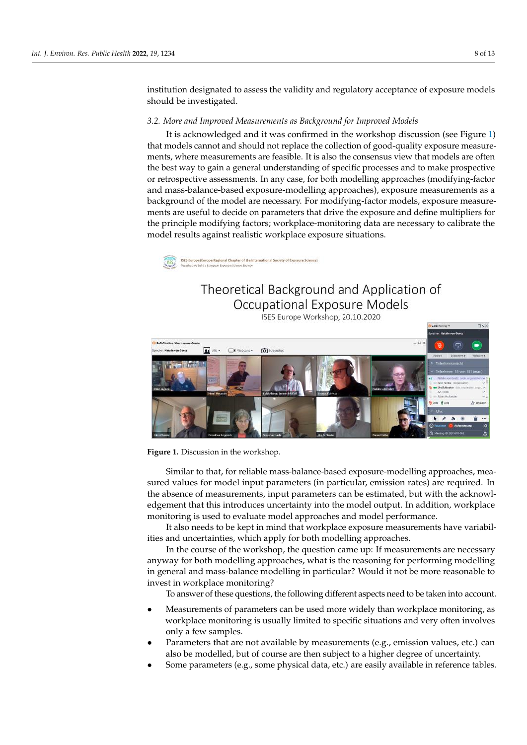institution designated to assess the validity and regulatory acceptance of exposure models should be investigated.

### 3.2. More and Improved Measurements as Background for Improved Models

It is acknowledged and it was confirmed in the workshop discussion (see Figure 1) that models cannot and should not replace the collection of good-quality exposure measurements, where measurements are feasible. It is also the consensus view that models are often the best way to gain a general understanding of specific processes and to make prospective or retrospective assessments. In any case, for both modelling approaches (modifying-factor and mass-balance-based exposure-modelling approaches), exposure measurements as a background of the model are necessary. For modifying-factor models, exposure measurements are useful to decide on parameters that drive the exposure and define multipliers for the principle modifying factors; workplace-monitoring data are necessary to calibrate the model results against realistic workplace exposure situations.

**Figure 1.** Discussion in the workshop.

Similar to that, for reliable mass-balance-based exposure-modelling approaches, measured values for model input parameters (in particular, emission rates) are required. In the absence of measurements, input parameters can be estimated, but with the acknowledgement that this introduces uncertainty into the model output. In addition, workplace monitoring is used to evaluate model approaches and model performance.

It also needs to be kept in mind that workplace exposure measurements have variabilities and uncertainties, which apply for both modelling approaches.

In the course of the workshop, the question came up: If measurements are necessary anyway for both modelling approaches, what is the reasoning for performing modelling in general and mass-balance modelling in particular? Would it not be more reasonable to invest in workplace monitoring?

To answer of these questions, the following different aspects need to be taken into account.

- Measurements of parameters can be used more widely than workplace monitoring, as workplace monitoring is usually limited to specific situations and very often involves only a few samples.
- Parameters that are not available by measurements (e.g., emission values, etc.) can also be modelled, but of course are then subject to a higher degree of uncertainty.
- Some parameters (e.g., some physical data, etc.) are easily available in reference tables.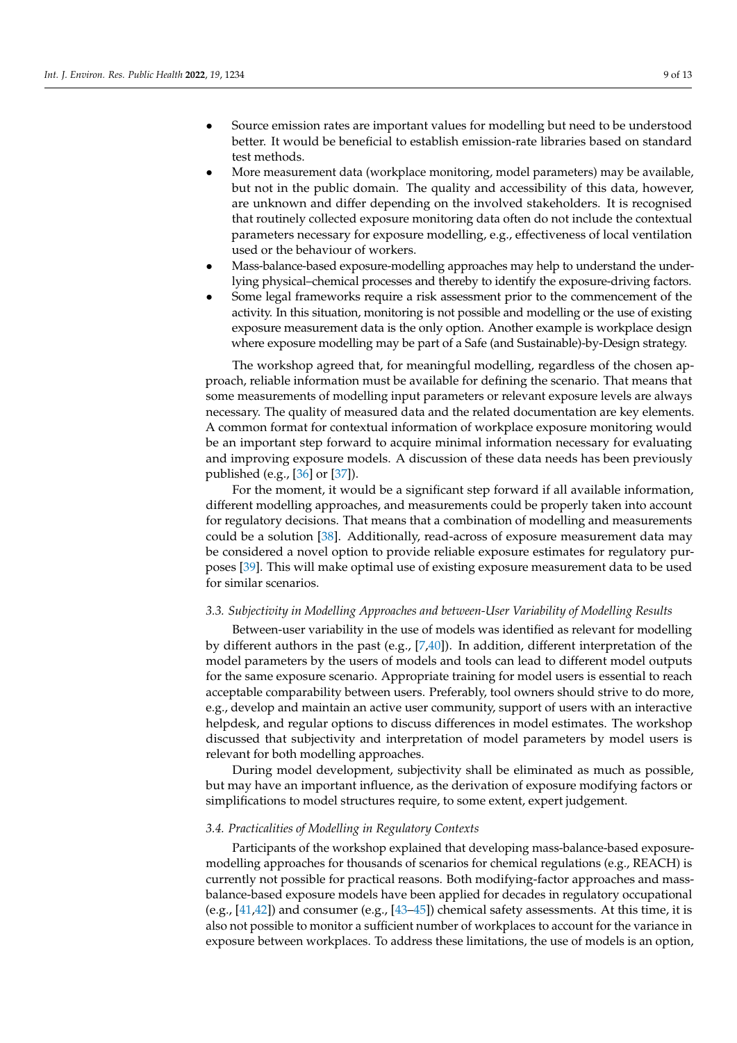- Source emission rates are important values for modelling but need to be understood better. It would be beneficial to establish emission-rate libraries based on standard test methods.
- More measurement data (workplace monitoring, model parameters) may be available, but not in the public domain. The quality and accessibility of this data, however, are unknown and differ depending on the involved stakeholders. It is recognised that routinely collected exposure monitoring data often do not include the contextual parameters necessary for exposure modelling, e.g., effectiveness of local ventilation used or the behaviour of workers.
- Mass-balance-based exposure-modelling approaches may help to understand the underlying physical–chemical processes and thereby to identify the exposure-driving factors.
- Some legal frameworks require a risk assessment prior to the commencement of the activity. In this situation, monitoring is not possible and modelling or the use of existing exposure measurement data is the only option. Another example is workplace design where exposure modelling may be part of a Safe (and Sustainable)-by-Design strategy.

The workshop agreed that, for meaningful modelling, regardless of the chosen approach, reliable information must be available for defining the scenario. That means that some measurements of modelling input parameters or relevant exposure levels are always necessary. The quality of measured data and the related documentation are key elements. A common format for contextual information of workplace exposure monitoring would be an important step forward to acquire minimal information necessary for evaluating and improving exposure models. A discussion of these data needs has been previously published (e.g., [36] or [37]).

For the moment, it would be a significant step forward if all available information, different modelling approaches, and measurements could be properly taken into account for regulatory decisions. That means that a combination of modelling and measurements could be a solution [38]. Additionally, read-across of exposure measurement data may be considered a novel option to provide reliable exposure estimates for regulatory purposes [39]. This will make optimal use of existing exposure measurement data to be used for similar scenarios.

### *3.3. Subjectivity in Modelling Approaches and between-User Variability of Modelling Results*

Between-user variability in the use of models was identified as relevant for modelling by different authors in the past (e.g., [7,40]). In addition, different interpretation of the model parameters by the users of models and tools can lead to different model outputs for the same exposure scenario. Appropriate training for model users is essential to reach acceptable comparability between users. Preferably, tool owners should strive to do more, e.g., develop and maintain an active user community, support of users with an interactive helpdesk, and regular options to discuss differences in model estimates. The workshop discussed that subjectivity and interpretation of model parameters by model users is relevant for both modelling approaches.

During model development, subjectivity shall be eliminated as much as possible, but may have an important influence, as the derivation of exposure modifying factors or simplifications to model structures require, to some extent, expert judgement.

### *3.4. Practicalities of Modelling in Regulatory Contexts*

Participants of the workshop explained that developing mass-balance-based exposure-modelling approaches for thousands of scenarios for chemical regulations (e.g., REACH) is currently not possible for practical reasons. Both modifying-factor approaches and mass-balance-based exposure models have been applied for decades in regulatory occupational (e.g., [41,42]) and consumer (e.g., [43–45]) chemical safety assessments. At this time, it is also not possible to monitor a sufficient number of workplaces to account for the variance in exposure between workplaces. To address these limitations, the use of models is an option,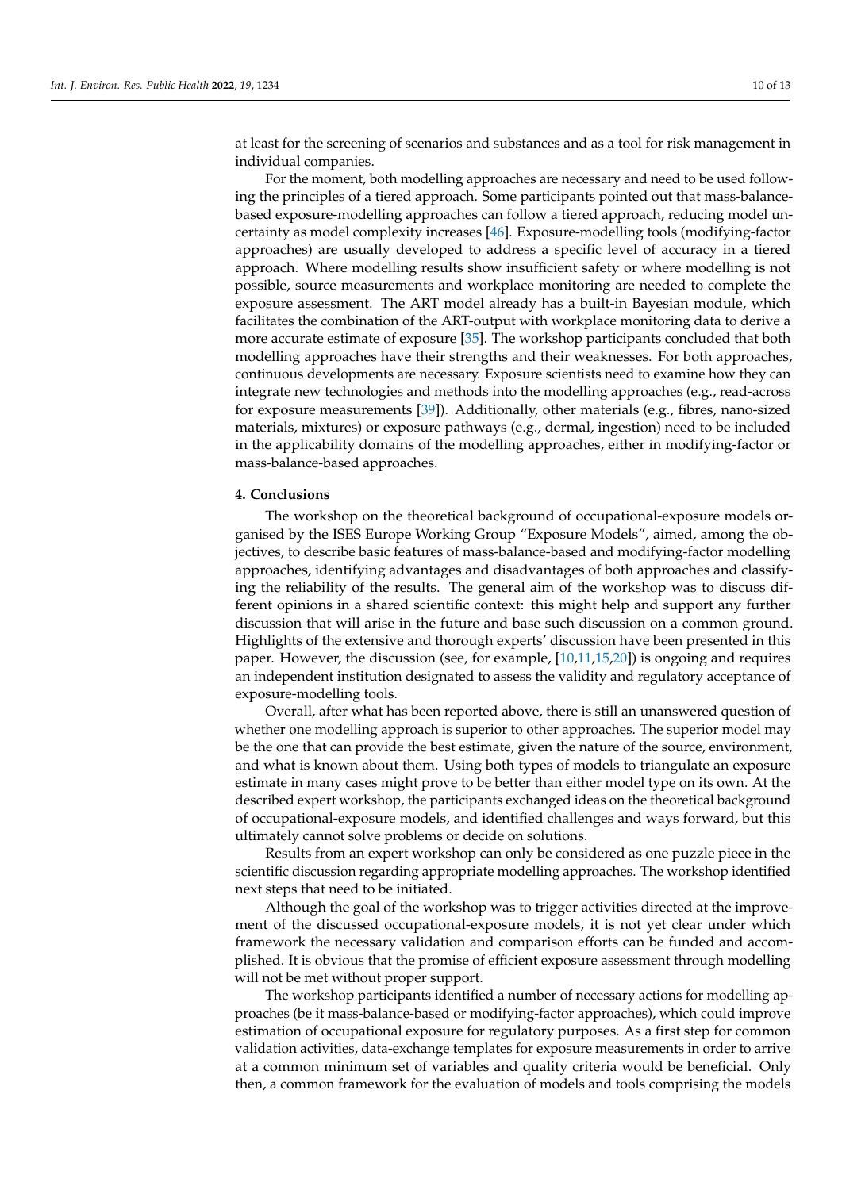at least for the screening of scenarios and substances and as a tool for risk management in individual companies.

For the moment, both modelling approaches are necessary and need to be used following the principles of a tiered approach. Some participants pointed out that mass-balance-based exposure-modelling approaches can follow a tiered approach, reducing model uncertainty as model complexity increases [46]. Exposure-modelling tools (modifying-factor approaches) are usually developed to address a specific level of accuracy in a tiered approach. Where modelling results show insufficient safety or where modelling is not possible, source measurements and workplace monitoring are needed to complete the exposure assessment. The ART model already has a built-in Bayesian module, which facilitates the combination of the ART-output with workplace monitoring data to derive a more accurate estimate of exposure [35]. The workshop participants concluded that both modelling approaches have their strengths and their weaknesses. For both approaches, continuous developments are necessary. Exposure scientists need to examine how they can integrate new technologies and methods into the modelling approaches (e.g., read-across for exposure measurements [39]). Additionally, other materials (e.g., fibres, nano-sized materials, mixtures) or exposure pathways (e.g., dermal, ingestion) need to be included in the applicability domains of the modelling approaches, either in modifying-factor or mass-balance-based approaches.

## 4. Conclusions

The workshop on the theoretical background of occupational-exposure models organised by the ISES Europe Working Group "Exposure Models", aimed, among the objectives, to describe basic features of mass-balance-based and modifying-factor modelling approaches, identifying advantages and disadvantages of both approaches and classifying the reliability of the results. The general aim of the workshop was to discuss different opinions in a shared scientific context: this might help and support any further discussion that will arise in the future and base such discussion on a common ground. Highlights of the extensive and thorough experts' discussion have been presented in this paper. However, the discussion (see, for example, [10,11,15,20]) is ongoing and requires an independent institution designated to assess the validity and regulatory acceptance of exposure-modelling tools.

Overall, after what has been reported above, there is still an unanswered question of whether one modelling approach is superior to other approaches. The superior model may be the one that can provide the best estimate, given the nature of the source, environment, and what is known about them. Using both types of models to triangulate an exposure estimate in many cases might prove to be better than either model type on its own. At the described expert workshop, the participants exchanged ideas on the theoretical background of occupational-exposure models, and identified challenges and ways forward, but this ultimately cannot solve problems or decide on solutions.

Results from an expert workshop can only be considered as one puzzle piece in the scientific discussion regarding appropriate modelling approaches. The workshop identified next steps that need to be initiated.

Although the goal of the workshop was to trigger activities directed at the improvement of the discussed occupational-exposure models, it is not yet clear under which framework the necessary validation and comparison efforts can be funded and accomplished. It is obvious that the promise of efficient exposure assessment through modelling will not be met without proper support.

The workshop participants identified a number of necessary actions for modelling approaches (be it mass-balance-based or modifying-factor approaches), which could improve estimation of occupational exposure for regulatory purposes. As a first step for common validation activities, data-exchange templates for exposure measurements in order to arrive at a common minimum set of variables and quality criteria would be beneficial. Only then, a common framework for the evaluation of models and tools comprising the models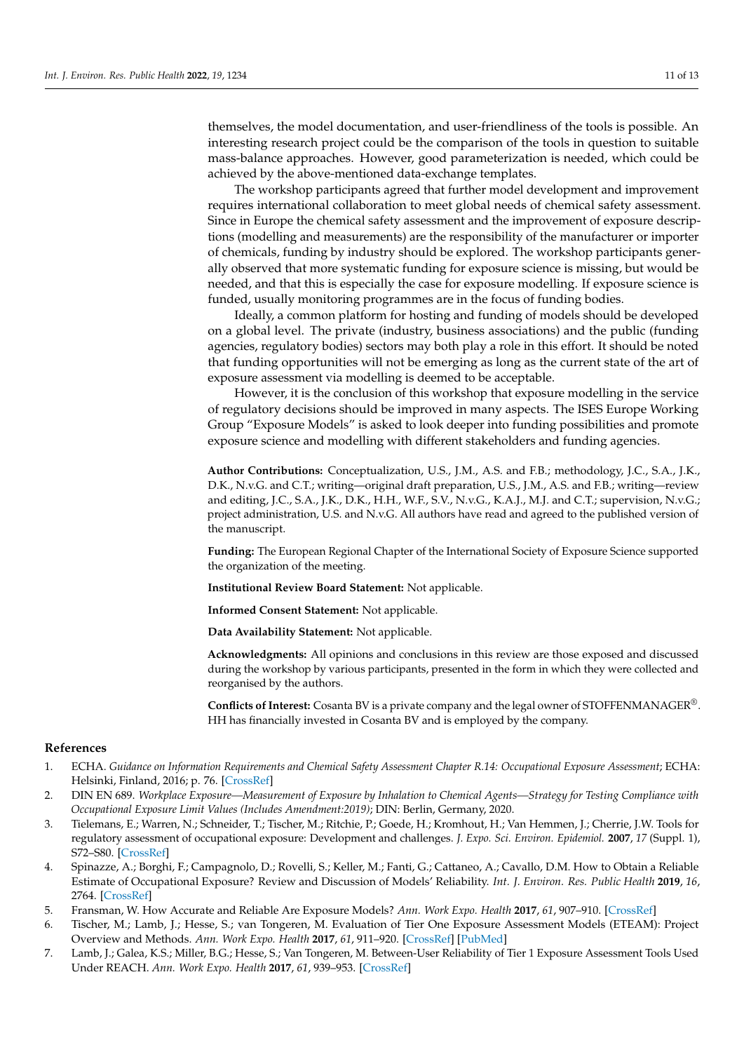themselves, the model documentation, and user-friendliness of the tools is possible. An interesting research project could be the comparison of the tools in question to suitable mass-balance approaches. However, good parameterization is needed, which could be achieved by the above-mentioned data-exchange templates.

The workshop participants agreed that further model development and improvement requires international collaboration to meet global needs of chemical safety assessment. Since in Europe the chemical safety assessment and the improvement of exposure descriptions (modelling and measurements) are the responsibility of the manufacturer or importer of chemicals, funding by industry should be explored. The workshop participants generally observed that more systematic funding for exposure science is missing, but would be needed, and that this is especially the case for exposure modelling. If exposure science is funded, usually monitoring programmes are in the focus of funding bodies.

Ideally, a common platform for hosting and funding of models should be developed on a global level. The private (industry, business associations) and the public (funding agencies, regulatory bodies) sectors may both play a role in this effort. It should be noted that funding opportunities will not be emerging as long as the current state of the art of exposure assessment via modelling is deemed to be acceptable.

However, it is the conclusion of this workshop that exposure modelling in the service of regulatory decisions should be improved in many aspects. The ISES Europe Working Group "Exposure Models" is asked to look deeper into funding possibilities and promote exposure science and modelling with different stakeholders and funding agencies.

**Author Contributions:** Conceptualization, U.S., J.M., A.S. and F.B.; methodology, J.C., S.A., J.K., D.K., N.v.G. and C.T.; writing—original draft preparation, U.S., J.M., A.S. and F.B.; writing—review and editing, J.C., S.A., J.K., D.K., H.H., W.F., S.V., N.v.G., K.A.J., M.J. and C.T.; supervision, N.v.G.; project administration, U.S. and N.v.G. All authors have read and agreed to the published version of the manuscript.

**Funding:** The European Regional Chapter of the International Society of Exposure Science supported the organization of the meeting.

**Institutional Review Board Statement:** Not applicable.

**Informed Consent Statement:** Not applicable.

**Data Availability Statement:** Not applicable.

**Acknowledgments:** All opinions and conclusions in this review are those exposed and discussed during the workshop by various participants, presented in the form in which they were collected and reorganised by the authors.

**Conflicts of Interest:** Cosanta BV is a private company and the legal owner of STOFFENMANAGER®. HH has financially invested in Cosanta BV and is employed by the company.

## References

1. ECHA. *Guidance on Information Requirements and Chemical Safety Assessment Chapter R.14: Occupational Exposure Assessment*; ECHA: Helsinki, Finland, 2016; p. 76. [CrossRef]
2. DIN EN 689. *Workplace Exposure—Measurement of Exposure by Inhalation to Chemical Agents—Strategy for Testing Compliance with Occupational Exposure Limit Values (Includes Amendment:2019)*; DIN: Berlin, Germany, 2020.
3. Tielemans, E.; Warren, N.; Schneider, T.; Tischer, M.; Ritchie, P.; Goede, H.; Kromhout, H.; Van Hemmen, J.; Cherrie, J.W. Tools for regulatory assessment of occupational exposure: Development and challenges. *J. Expo. Sci. Environ. Epidemiol.* **2007**, *17* (Suppl. 1), S72–S80. [CrossRef]
4. Spinazze, A.; Borghi, F.; Campagnolo, D.; Rovelli, S.; Keller, M.; Fanti, G.; Cattaneo, A.; Cavallo, D.M. How to Obtain a Reliable Estimate of Occupational Exposure? Review and Discussion of Models' Reliability. *Int. J. Environ. Res. Public Health* **2019**, *16*, 2764. [CrossRef]
5. Fransman, W. How Accurate and Reliable Are Exposure Models? *Ann. Work Expo. Health* **2017**, *61*, 907–910. [CrossRef]
6. Tischer, M.; Lamb, J.; Hesse, S.; van Tongeren, M. Evaluation of Tier One Exposure Assessment Models (ETEAM): Project Overview and Methods. *Ann. Work Expo. Health* **2017**, *61*, 911–920. [CrossRef] [PubMed]
7. Lamb, J.; Galea, K.S.; Miller, B.G.; Hesse, S.; Van Tongeren, M. Between-User Reliability of Tier 1 Exposure Assessment Tools Used Under REACH. *Ann. Work Expo. Health* **2017**, *61*, 939–953. [CrossRef]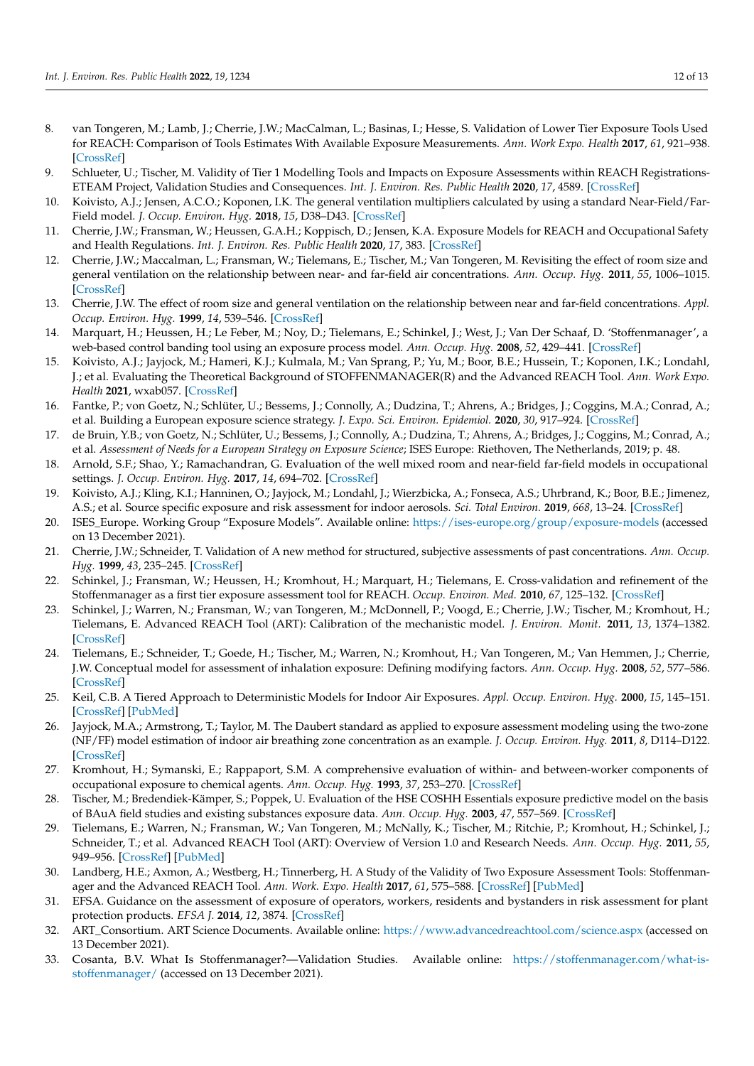8. van Tongeren, M.; Lamb, J.; Cherrie, J.W.; MacCalman, L.; Basinas, I.; Hesse, S. Validation of Lower Tier Exposure Tools Used for REACH: Comparison of Tools Estimates With Available Exposure Measurements. *Ann. Work Expo. Health* **2017**, *61*, 921–938. [CrossRef]
9. Schlueter, U.; Tischer, M. Validity of Tier 1 Modelling Tools and Impacts on Exposure Assessments within REACH Registrations-ETEAM Project, Validation Studies and Consequences. *Int. J. Environ. Res. Public Health* **2020**, *17*, 4589. [CrossRef]
10. Koivisto, A.J.; Jensen, A.C.O.; Koponen, I.K. The general ventilation multipliers calculated by using a standard Near-Field/Far-Field model. *J. Occup. Environ. Hyg.* **2018**, *15*, D38–D43. [CrossRef]
11. Cherrie, J.W.; Fransman, W.; Heussen, G.A.H.; Koppisch, D.; Jensen, K.A. Exposure Models for REACH and Occupational Safety and Health Regulations. *Int. J. Environ. Res. Public Health* **2020**, *17*, 383. [CrossRef]
12. Cherrie, J.W.; Maccalman, L.; Fransman, W.; Tielemans, E.; Tischer, M.; Van Tongeren, M. Revisiting the effect of room size and general ventilation on the relationship between near- and far-field air concentrations. *Ann. Occup. Hyg.* **2011**, *55*, 1006–1015. [CrossRef]
13. Cherrie, J.W. The effect of room size and general ventilation on the relationship between near and far-field concentrations. *Appl. Occup. Environ. Hyg.* **1999**, *14*, 539–546. [CrossRef]
14. Marquart, H.; Heussen, H.; Le Feber, M.; Noy, D.; Tielemans, E.; Schinkel, J.; West, J.; Van Der Schaaf, D. 'Stoffenmanager', a web-based control banding tool using an exposure process model. *Ann. Occup. Hyg.* **2008**, *52*, 429–441. [CrossRef]
15. Koivisto, A.J.; Jayjock, M.; Hameri, K.J.; Kulmala, M.; Van Sprang, P.; Yu, M.; Boor, B.E.; Hussein, T.; Koponen, I.K.; Londahl, J.; et al. Evaluating the Theoretical Background of STOFFENMANAGER(R) and the Advanced REACH Tool. *Ann. Work Expo. Health* **2021**, wxab057. [CrossRef]
16. Fantke, P.; von Goetz, N.; Schlüter, U.; Bessems, J.; Connolly, A.; Dudzina, T.; Ahrens, A.; Bridges, J.; Coggins, M.A.; Conrad, A.; et al. Building a European exposure science strategy. *J. Expo. Sci. Environ. Epidemiol.* **2020**, *30*, 917–924. [CrossRef]
17. de Bruin, Y.B.; von Goetz, N.; Schlüter, U.; Bessems, J.; Connolly, A.; Dudzina, T.; Ahrens, A.; Bridges, J.; Coggins, M.; Conrad, A.; et al. *Assessment of Needs for a European Strategy on Exposure Science*; ISES Europe: Riethoven, The Netherlands, 2019; p. 48.
18. Arnold, S.F.; Shao, Y.; Ramachandran, G. Evaluation of the well mixed room and near-field far-field models in occupational settings. *J. Occup. Environ. Hyg.* **2017**, *14*, 694–702. [CrossRef]
19. Koivisto, A.J.; Kling, K.I.; Hanninen, O.; Jayjock, M.; Londahl, J.; Wierzbicka, A.; Fonseca, A.S.; Uhrbrand, K.; Boor, B.E.; Jimenez, A.S.; et al. Source specific exposure and risk assessment for indoor aerosols. *Sci. Total Environ.* **2019**, *668*, 13–24. [CrossRef]
20. ISES_Europe. Working Group "Exposure Models". Available online: https://ises-europe.org/group/exposure-models (accessed on 13 December 2021).
21. Cherrie, J.W.; Schneider, T. Validation of A new method for structured, subjective assessments of past concentrations. *Ann. Occup. Hyg.* **1999**, *43*, 235–245. [CrossRef]
22. Schinkel, J.; Fransman, W.; Heussen, H.; Kromhout, H.; Marquart, H.; Tielemans, E. Cross-validation and refinement of the Stoffenmanager as a first tier exposure assessment tool for REACH. *Occup. Environ. Med.* **2010**, *67*, 125–132. [CrossRef]
23. Schinkel, J.; Warren, N.; Fransman, W.; van Tongeren, M.; McDonnell, P.; Voogd, E.; Cherrie, J.W.; Tischer, M.; Kromhout, H.; Tielemans, E. Advanced REACH Tool (ART): Calibration of the mechanistic model. *J. Environ. Monit.* **2011**, *13*, 1374–1382. [CrossRef]
24. Tielemans, E.; Schneider, T.; Goede, H.; Tischer, M.; Warren, N.; Kromhout, H.; Van Tongeren, M.; Van Hemmen, J.; Cherrie, J.W. Conceptual model for assessment of inhalation exposure: Defining modifying factors. *Ann. Occup. Hyg.* **2008**, *52*, 577–586. [CrossRef]
25. Keil, C.B. A Tiered Approach to Deterministic Models for Indoor Air Exposures. *Appl. Occup. Environ. Hyg.* **2000**, *15*, 145–151. [CrossRef] [PubMed]
26. Jayjock, M.A.; Armstrong, T.; Taylor, M. The Daubert standard as applied to exposure assessment modeling using the two-zone (NF/FF) model estimation of indoor air breathing zone concentration as an example. *J. Occup. Environ. Hyg.* **2011**, *8*, D114–D122. [CrossRef]
27. Kromhout, H.; Symanski, E.; Rappaport, S.M. A comprehensive evaluation of within- and between-worker components of occupational exposure to chemical agents. *Ann. Occup. Hyg.* **1993**, *37*, 253–270. [CrossRef]
28. Tischer, M.; Bredendiek-Kämper, S.; Poppek, U. Evaluation of the HSE COSHH Essentials exposure predictive model on the basis of BAuA field studies and existing substances exposure data. *Ann. Occup. Hyg.* **2003**, *47*, 557–569. [CrossRef]
29. Tielemans, E.; Warren, N.; Fransman, W.; Van Tongeren, M.; McNally, K.; Tischer, M.; Ritchie, P.; Kromhout, H.; Schinkel, J.; Schneider, T.; et al. Advanced REACH Tool (ART): Overview of Version 1.0 and Research Needs. *Ann. Occup. Hyg.* **2011**, *55*, 949–956. [CrossRef] [PubMed]
30. Landberg, H.E.; Axmon, A.; Westberg, H.; Tinnerberg, H. A Study of the Validity of Two Exposure Assessment Tools: Stoffenmanager and the Advanced REACH Tool. *Ann. Work. Expo. Health* **2017**, *61*, 575–588. [CrossRef] [PubMed]
31. EFSA. Guidance on the assessment of exposure of operators, workers, residents and bystanders in risk assessment for plant protection products. *EFSA J.* **2014**, *12*, 3874. [CrossRef]
32. ART_Consortium. ART Science Documents. Available online: https://www.advancedreachtool.com/science.aspx (accessed on 13 December 2021).
33. Cosanta, B.V. What Is Stoffenmanager?—Validation Studies. Available online: https://stoffenmanager.com/what-is-stoffenmanager/ (accessed on 13 December 2021).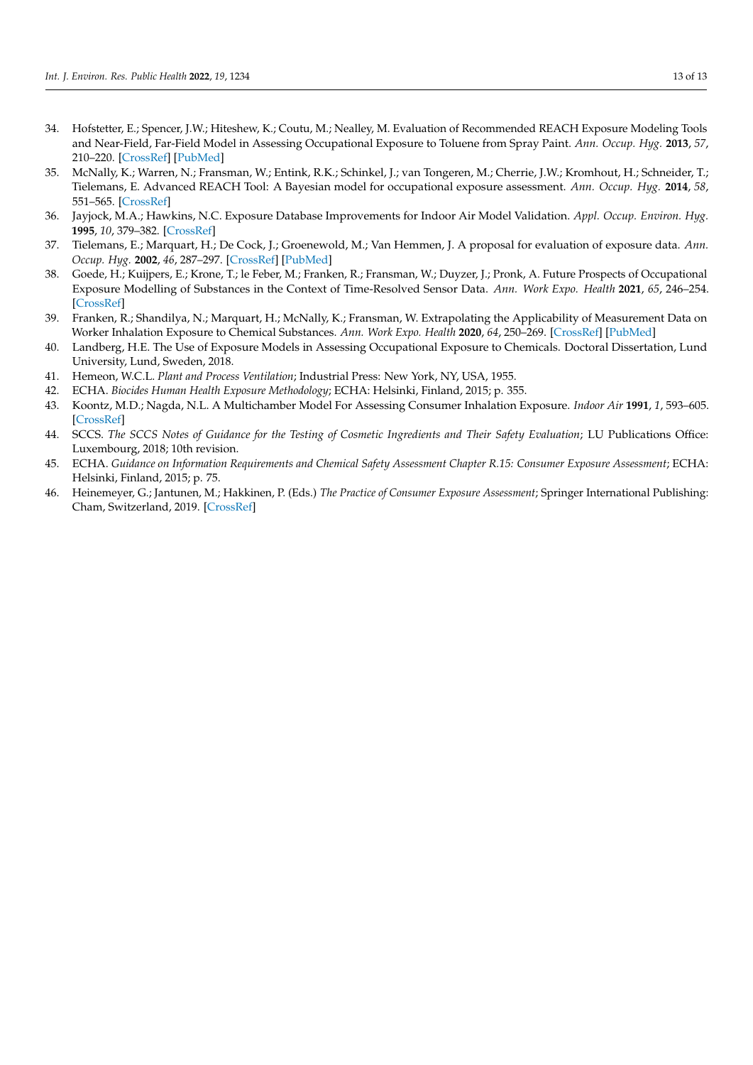34. Hofstetter, E.; Spencer, J.W.; Hiteshew, K.; Coutu, M.; Nealley, M. Evaluation of Recommended REACH Exposure Modeling Tools and Near-Field, Far-Field Model in Assessing Occupational Exposure to Toluene from Spray Paint. *Ann. Occup. Hyg.* **2013**, *57*, 210–220. [CrossRef] [PubMed]
35. McNally, K.; Warren, N.; Fransman, W.; Entink, R.K.; Schinkel, J.; van Tongeren, M.; Cherrie, J.W.; Kromhout, H.; Schneider, T.; Tielemans, E. Advanced REACH Tool: A Bayesian model for occupational exposure assessment. *Ann. Occup. Hyg.* **2014**, *58*, 551–565. [CrossRef]
36. Jayjock, M.A.; Hawkins, N.C. Exposure Database Improvements for Indoor Air Model Validation. *Appl. Occup. Environ. Hyg.* **1995**, *10*, 379–382. [CrossRef]
37. Tielemans, E.; Marquart, H.; De Cock, J.; Groenewold, M.; Van Hemmen, J. A proposal for evaluation of exposure data. *Ann. Occup. Hyg.* **2002**, *46*, 287–297. [CrossRef] [PubMed]
38. Goede, H.; Kuijpers, E.; Krone, T.; le Feber, M.; Franken, R.; Fransman, W.; Duyzer, J.; Pronk, A. Future Prospects of Occupational Exposure Modelling of Substances in the Context of Time-Resolved Sensor Data. *Ann. Work Expo. Health* **2021**, *65*, 246–254. [CrossRef]
39. Franken, R.; Shandilya, N.; Marquart, H.; McNally, K.; Fransman, W. Extrapolating the Applicability of Measurement Data on Worker Inhalation Exposure to Chemical Substances. *Ann. Work Expo. Health* **2020**, *64*, 250–269. [CrossRef] [PubMed]
40. Landberg, H.E. The Use of Exposure Models in Assessing Occupational Exposure to Chemicals. Doctoral Dissertation, Lund University, Lund, Sweden, 2018.
41. Hemeon, W.C.L. *Plant and Process Ventilation*; Industrial Press: New York, NY, USA, 1955.
42. ECHA. *Biocides Human Health Exposure Methodology*; ECHA: Helsinki, Finland, 2015; p. 355.
43. Koontz, M.D.; Nagda, N.L. A Multichamber Model For Assessing Consumer Inhalation Exposure. *Indoor Air* **1991**, *1*, 593–605. [CrossRef]
44. SCCS. *The SCCS Notes of Guidance for the Testing of Cosmetic Ingredients and Their Safety Evaluation*; LU Publications Office: Luxembourg, 2018; 10th revision.
45. ECHA. *Guidance on Information Requirements and Chemical Safety Assessment Chapter R.15: Consumer Exposure Assessment*; ECHA: Helsinki, Finland, 2015; p. 75.
46. Heinemeyer, G.; Jantunen, M.; Hakkinen, P. (Eds.) *The Practice of Consumer Exposure Assessment*; Springer International Publishing: Cham, Switzerland, 2019. [CrossRef]